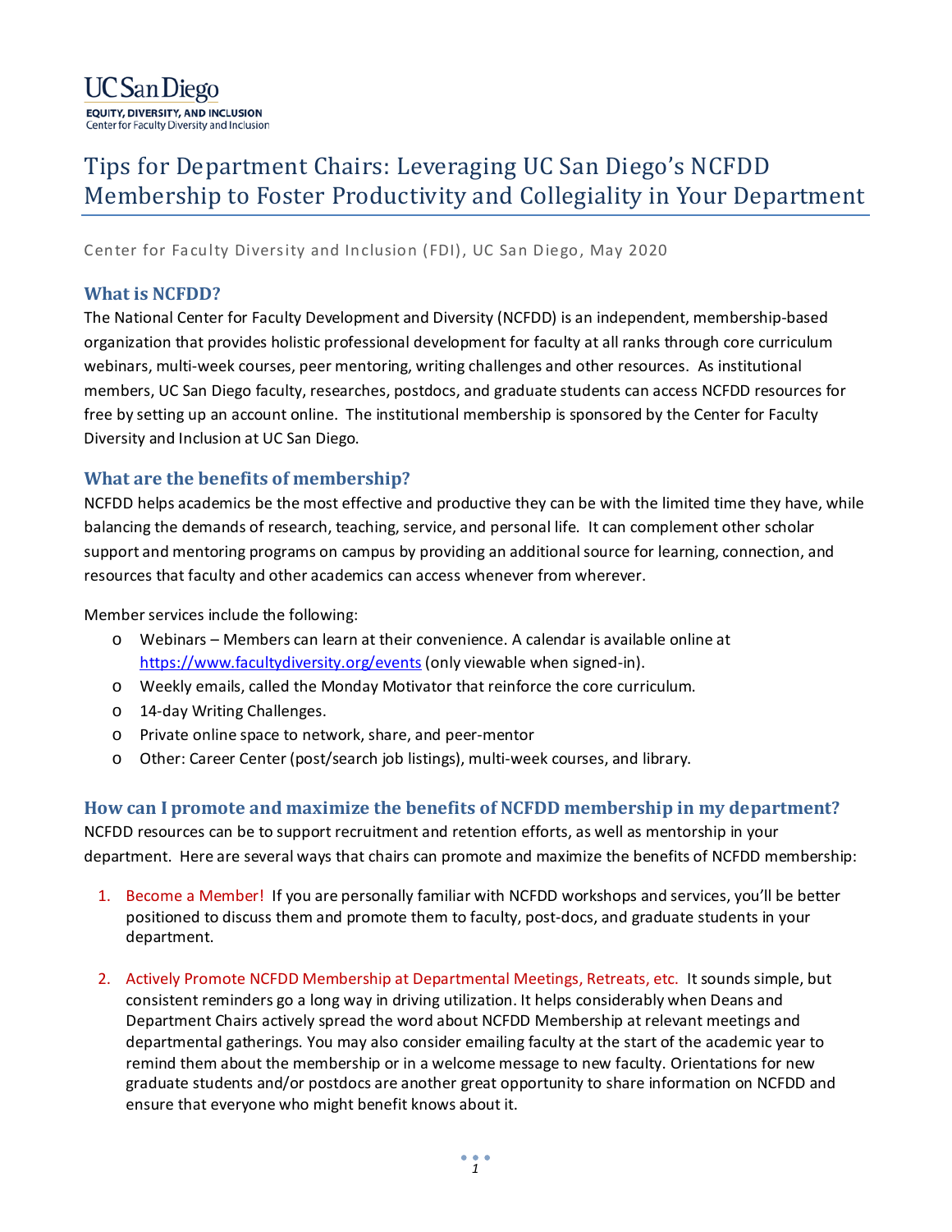UC San Diego
**EQUITY, DIVERSITY, AND INCLUSION**
Center for Faculty Diversity and Inclusion

# Tips for Department Chairs: Leveraging UC San Diego's NCFDD Membership to Foster Productivity and Collegiality in Your Department

Center for Faculty Diversity and Inclusion (FDI), UC San Diego, May 2020

## What is NCFDD?

The National Center for Faculty Development and Diversity (NCFDD) is an independent, membership-based organization that provides holistic professional development for faculty at all ranks through core curriculum webinars, multi-week courses, peer mentoring, writing challenges and other resources. As institutional members, UC San Diego faculty, researches, postdocs, and graduate students can access NCFDD resources for free by setting up an account online. The institutional membership is sponsored by the Center for Faculty Diversity and Inclusion at UC San Diego.

## What are the benefits of membership?

NCFDD helps academics be the most effective and productive they can be with the limited time they have, while balancing the demands of research, teaching, service, and personal life. It can complement other scholar support and mentoring programs on campus by providing an additional source for learning, connection, and resources that faculty and other academics can access whenever from wherever.

Member services include the following:

- Webinars – Members can learn at their convenience. A calendar is available online at https://www.facultydiversity.org/events (only viewable when signed-in).
- Weekly emails, called the Monday Motivator that reinforce the core curriculum.
- 14-day Writing Challenges.
- Private online space to network, share, and peer-mentor
- Other: Career Center (post/search job listings), multi-week courses, and library.

## How can I promote and maximize the benefits of NCFDD membership in my department?

NCFDD resources can be to support recruitment and retention efforts, as well as mentorship in your department. Here are several ways that chairs can promote and maximize the benefits of NCFDD membership:

1. Become a Member! If you are personally familiar with NCFDD workshops and services, you'll be better positioned to discuss them and promote them to faculty, post-docs, and graduate students in your department.

2. Actively Promote NCFDD Membership at Departmental Meetings, Retreats, etc. It sounds simple, but consistent reminders go a long way in driving utilization. It helps considerably when Deans and Department Chairs actively spread the word about NCFDD Membership at relevant meetings and departmental gatherings. You may also consider emailing faculty at the start of the academic year to remind them about the membership or in a welcome message to new faculty. Orientations for new graduate students and/or postdocs are another great opportunity to share information on NCFDD and ensure that everyone who might benefit knows about it.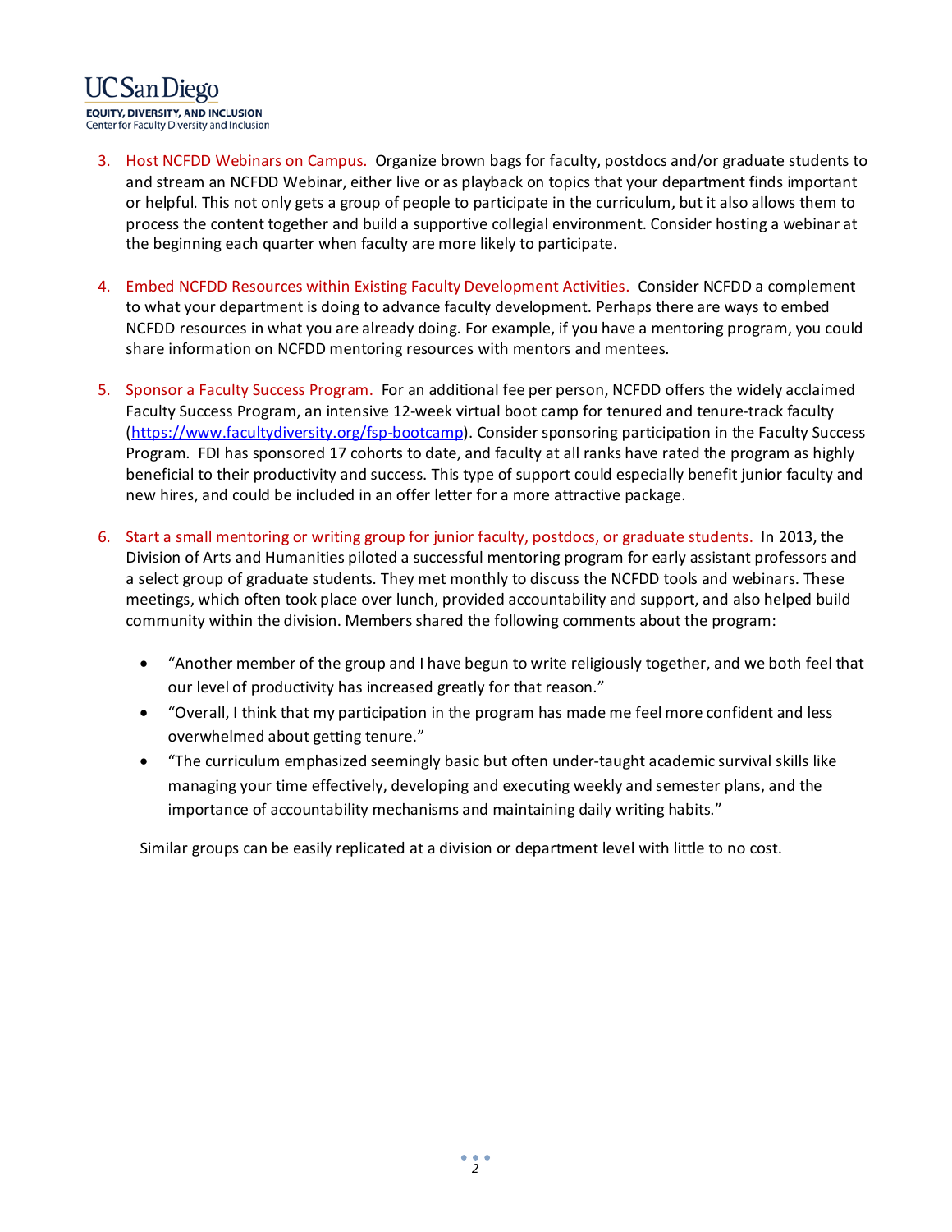3. Host NCFDD Webinars on Campus. Organize brown bags for faculty, postdocs and/or graduate students to and stream an NCFDD Webinar, either live or as playback on topics that your department finds important or helpful. This not only gets a group of people to participate in the curriculum, but it also allows them to process the content together and build a supportive collegial environment. Consider hosting a webinar at the beginning each quarter when faculty are more likely to participate.

4. Embed NCFDD Resources within Existing Faculty Development Activities. Consider NCFDD a complement to what your department is doing to advance faculty development. Perhaps there are ways to embed NCFDD resources in what you are already doing. For example, if you have a mentoring program, you could share information on NCFDD mentoring resources with mentors and mentees.

5. Sponsor a Faculty Success Program. For an additional fee per person, NCFDD offers the widely acclaimed Faculty Success Program, an intensive 12-week virtual boot camp for tenured and tenure-track faculty (https://www.facultydiversity.org/fsp-bootcamp). Consider sponsoring participation in the Faculty Success Program. FDI has sponsored 17 cohorts to date, and faculty at all ranks have rated the program as highly beneficial to their productivity and success. This type of support could especially benefit junior faculty and new hires, and could be included in an offer letter for a more attractive package.

6. Start a small mentoring or writing group for junior faculty, postdocs, or graduate students. In 2013, the Division of Arts and Humanities piloted a successful mentoring program for early assistant professors and a select group of graduate students. They met monthly to discuss the NCFDD tools and webinars. These meetings, which often took place over lunch, provided accountability and support, and also helped build community within the division. Members shared the following comments about the program:

   - "Another member of the group and I have begun to write religiously together, and we both feel that our level of productivity has increased greatly for that reason."
   - "Overall, I think that my participation in the program has made me feel more confident and less overwhelmed about getting tenure."
   - "The curriculum emphasized seemingly basic but often under-taught academic survival skills like managing your time effectively, developing and executing weekly and semester plans, and the importance of accountability mechanisms and maintaining daily writing habits."

   Similar groups can be easily replicated at a division or department level with little to no cost.